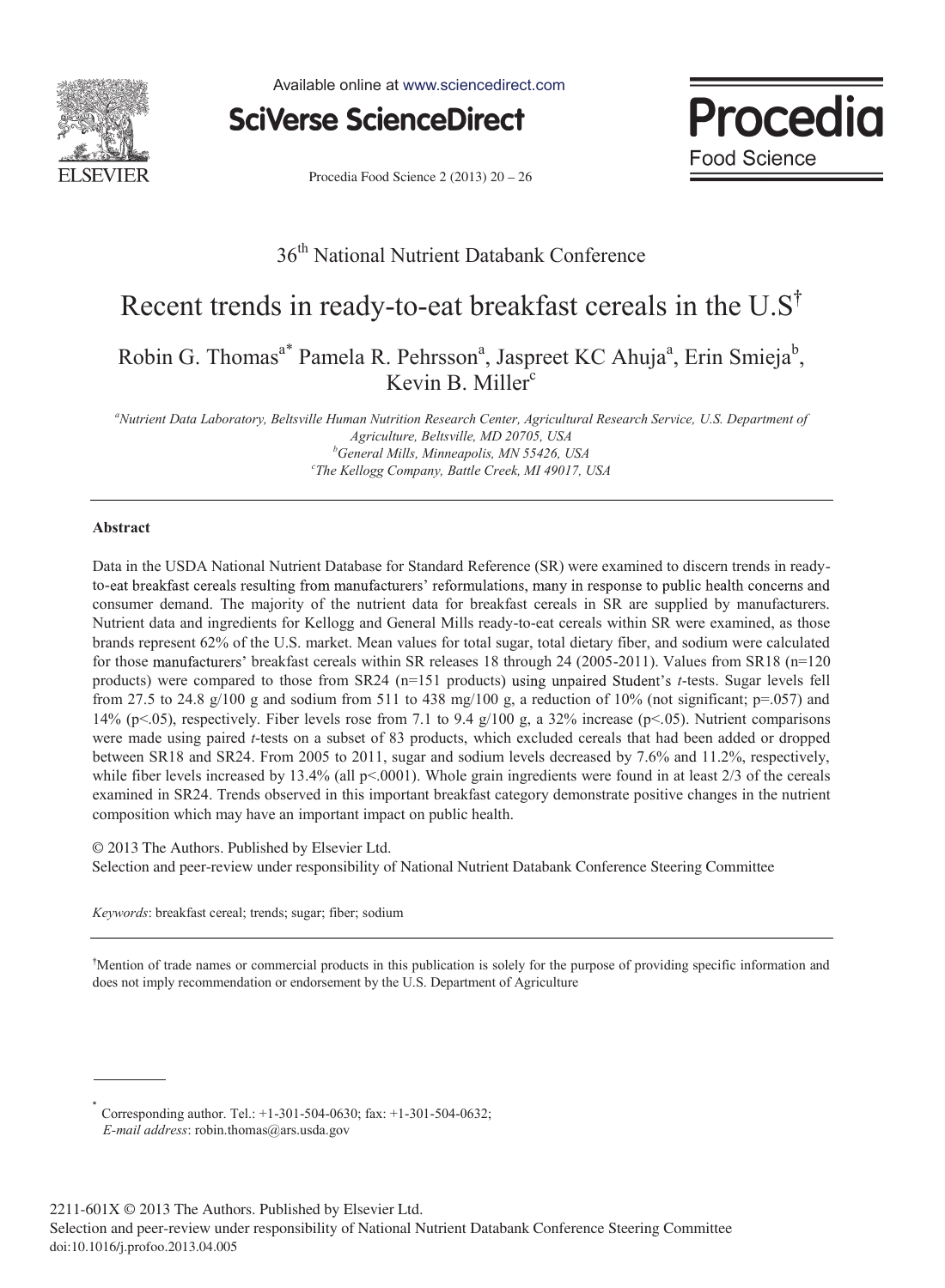36th National Nutrient Databank Conference

# Recent trends in ready-to-eat breakfast cereals in the U.S[†]

Robin G. Thomas[a*] Pamela R. Pehrsson[a], Jaspreet KC Ahuja[a], Erin Smieja[b], Kevin B. Miller[c]

[a]*Nutrient Data Laboratory, Beltsville Human Nutrition Research Center, Agricultural Research Service, U.S. Department of Agriculture, Beltsville, MD 20705, USA*
[b]*General Mills, Minneapolis, MN 55426, USA*
[c]*The Kellogg Company, Battle Creek, MI 49017, USA*

## Abstract

Data in the USDA National Nutrient Database for Standard Reference (SR) were examined to discern trends in ready-to-eat breakfast cereals resulting from manufacturers' reformulations, many in response to public health concerns and consumer demand. The majority of the nutrient data for breakfast cereals in SR are supplied by manufacturers. Nutrient data and ingredients for Kellogg and General Mills ready-to-eat cereals within SR were examined, as those brands represent 62% of the U.S. market. Mean values for total sugar, total dietary fiber, and sodium were calculated for those manufacturers' breakfast cereals within SR releases 18 through 24 (2005-2011). Values from SR18 (n=120 products) were compared to those from SR24 (n=151 products) using unpaired Student's *t*-tests. Sugar levels fell from 27.5 to 24.8 g/100 g and sodium from 511 to 438 mg/100 g, a reduction of 10% (not significant; p=.057) and 14% (p<.05), respectively. Fiber levels rose from 7.1 to 9.4 g/100 g, a 32% increase (p<.05). Nutrient comparisons were made using paired *t*-tests on a subset of 83 products, which excluded cereals that had been added or dropped between SR18 and SR24. From 2005 to 2011, sugar and sodium levels decreased by 7.6% and 11.2%, respectively, while fiber levels increased by 13.4% (all p<.0001). Whole grain ingredients were found in at least 2/3 of the cereals examined in SR24. Trends observed in this important breakfast category demonstrate positive changes in the nutrient composition which may have an important impact on public health.

© 2013 The Authors. Published by Elsevier Ltd.
Selection and peer-review under responsibility of National Nutrient Databank Conference Steering Committee

*Keywords*: breakfast cereal; trends; sugar; fiber; sodium

[†]Mention of trade names or commercial products in this publication is solely for the purpose of providing specific information and does not imply recommendation or endorsement by the U.S. Department of Agriculture

[*] Corresponding author. Tel.: +1-301-504-0630; fax: +1-301-504-0632;
*E-mail address*: robin.thomas@ars.usda.gov

2211-601X © 2013 The Authors. Published by Elsevier Ltd.
Selection and peer-review under responsibility of National Nutrient Databank Conference Steering Committee
doi:10.1016/j.profoo.2013.04.005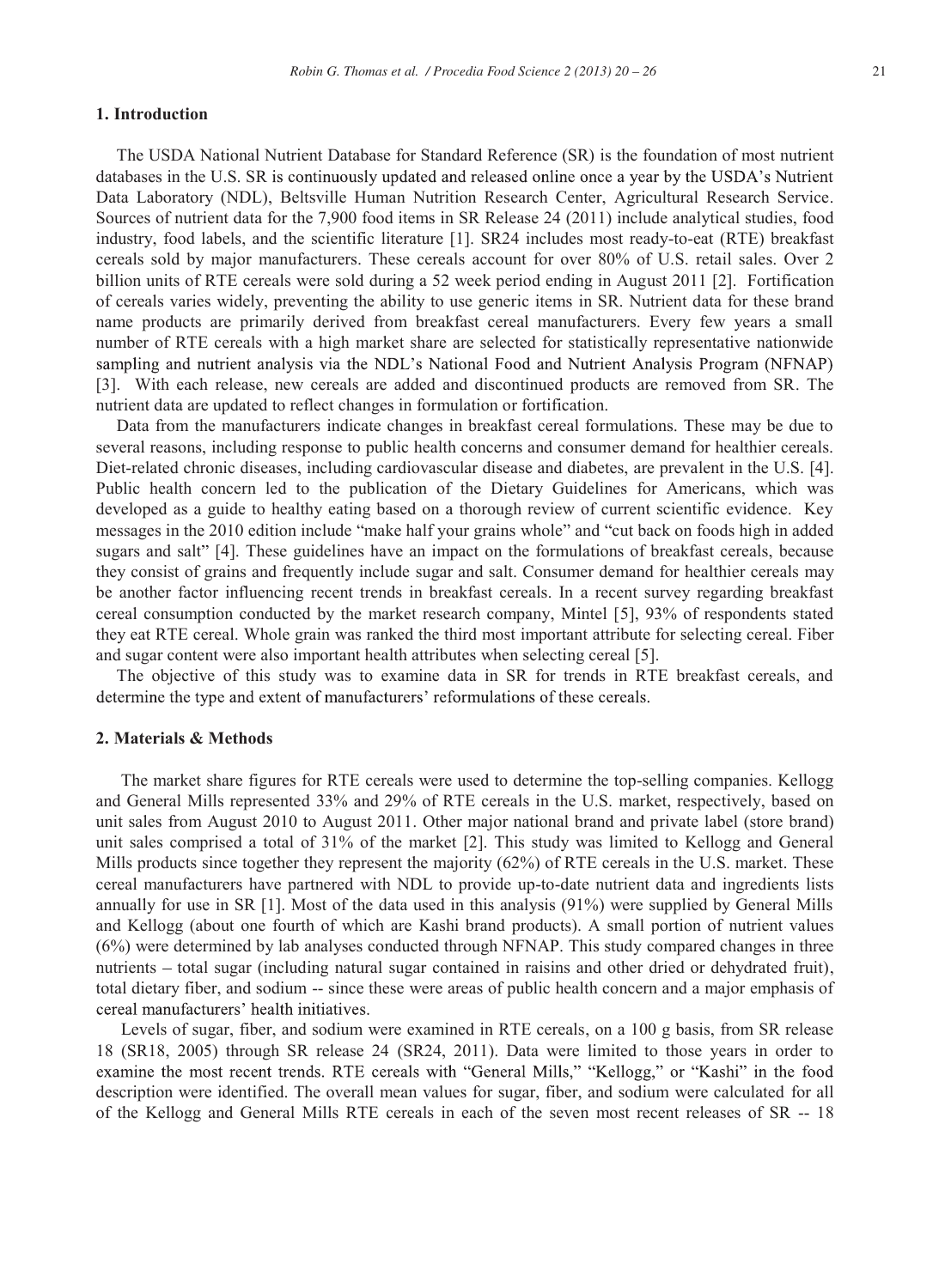## 1. Introduction

The USDA National Nutrient Database for Standard Reference (SR) is the foundation of most nutrient databases in the U.S. SR is continuously updated and released online once a year by the USDA's Nutrient Data Laboratory (NDL), Beltsville Human Nutrition Research Center, Agricultural Research Service. Sources of nutrient data for the 7,900 food items in SR Release 24 (2011) include analytical studies, food industry, food labels, and the scientific literature [1]. SR24 includes most ready-to-eat (RTE) breakfast cereals sold by major manufacturers. These cereals account for over 80% of U.S. retail sales. Over 2 billion units of RTE cereals were sold during a 52 week period ending in August 2011 [2]. Fortification of cereals varies widely, preventing the ability to use generic items in SR. Nutrient data for these brand name products are primarily derived from breakfast cereal manufacturers. Every few years a small number of RTE cereals with a high market share are selected for statistically representative nationwide sampling and nutrient analysis via the NDL's National Food and Nutrient Analysis Program (NFNAP) [3]. With each release, new cereals are added and discontinued products are removed from SR. The nutrient data are updated to reflect changes in formulation or fortification.

Data from the manufacturers indicate changes in breakfast cereal formulations. These may be due to several reasons, including response to public health concerns and consumer demand for healthier cereals. Diet-related chronic diseases, including cardiovascular disease and diabetes, are prevalent in the U.S. [4]. Public health concern led to the publication of the Dietary Guidelines for Americans, which was developed as a guide to healthy eating based on a thorough review of current scientific evidence. Key messages in the 2010 edition include "make half your grains whole" and "cut back on foods high in added sugars and salt" [4]. These guidelines have an impact on the formulations of breakfast cereals, because they consist of grains and frequently include sugar and salt. Consumer demand for healthier cereals may be another factor influencing recent trends in breakfast cereals. In a recent survey regarding breakfast cereal consumption conducted by the market research company, Mintel [5], 93% of respondents stated they eat RTE cereal. Whole grain was ranked the third most important attribute for selecting cereal. Fiber and sugar content were also important health attributes when selecting cereal [5].

The objective of this study was to examine data in SR for trends in RTE breakfast cereals, and determine the type and extent of manufacturers' reformulations of these cereals.

## 2. Materials & Methods

The market share figures for RTE cereals were used to determine the top-selling companies. Kellogg and General Mills represented 33% and 29% of RTE cereals in the U.S. market, respectively, based on unit sales from August 2010 to August 2011. Other major national brand and private label (store brand) unit sales comprised a total of 31% of the market [2]. This study was limited to Kellogg and General Mills products since together they represent the majority (62%) of RTE cereals in the U.S. market. These cereal manufacturers have partnered with NDL to provide up-to-date nutrient data and ingredients lists annually for use in SR [1]. Most of the data used in this analysis (91%) were supplied by General Mills and Kellogg (about one fourth of which are Kashi brand products). A small portion of nutrient values (6%) were determined by lab analyses conducted through NFNAP. This study compared changes in three nutrients – total sugar (including natural sugar contained in raisins and other dried or dehydrated fruit), total dietary fiber, and sodium -- since these were areas of public health concern and a major emphasis of cereal manufacturers' health initiatives.

Levels of sugar, fiber, and sodium were examined in RTE cereals, on a 100 g basis, from SR release 18 (SR18, 2005) through SR release 24 (SR24, 2011). Data were limited to those years in order to examine the most recent trends. RTE cereals with "General Mills," "Kellogg," or "Kashi" in the food description were identified. The overall mean values for sugar, fiber, and sodium were calculated for all of the Kellogg and General Mills RTE cereals in each of the seven most recent releases of SR -- 18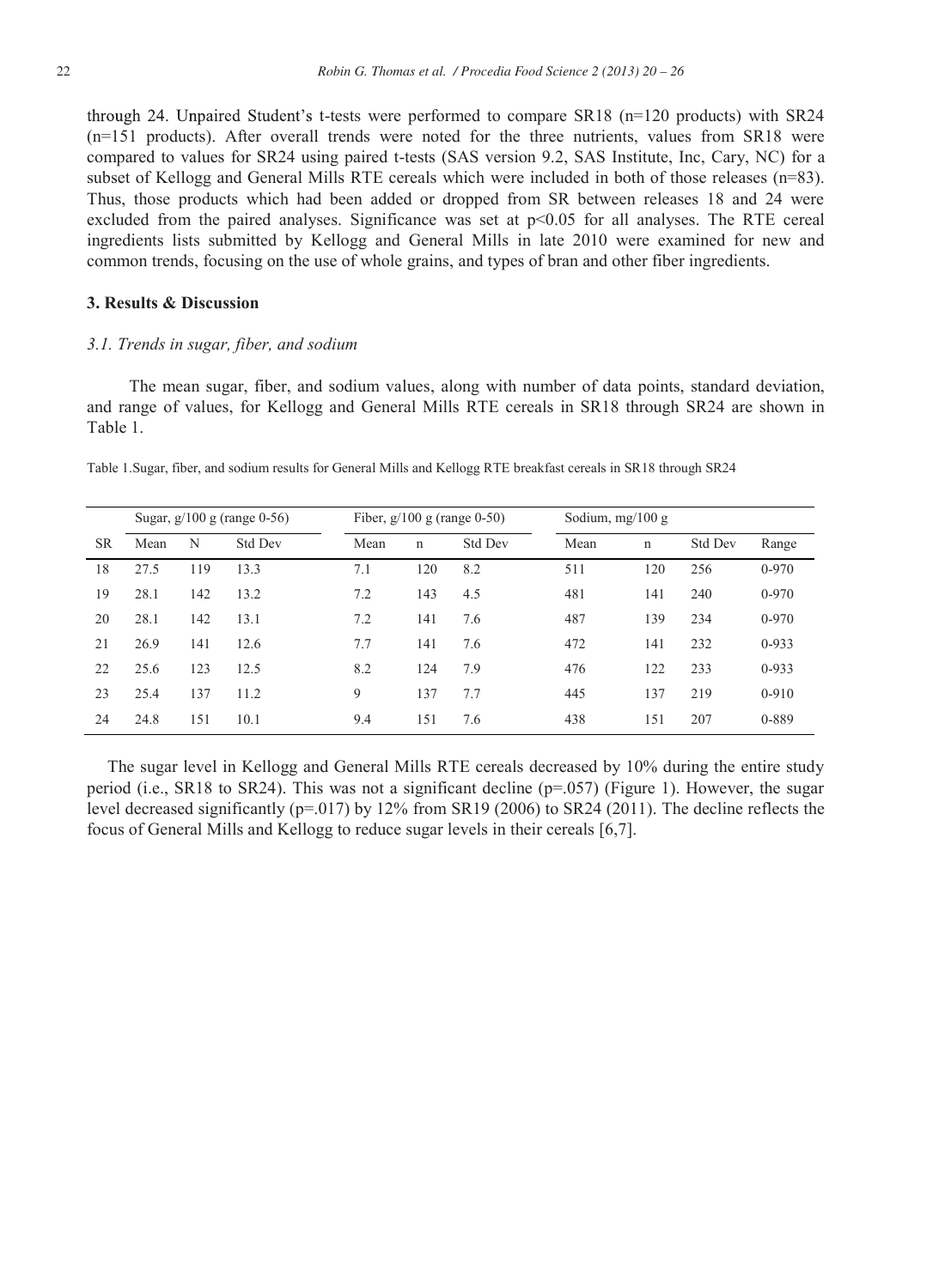through 24. Unpaired Student's t-tests were performed to compare SR18 (n=120 products) with SR24 (n=151 products). After overall trends were noted for the three nutrients, values from SR18 were compared to values for SR24 using paired t-tests (SAS version 9.2, SAS Institute, Inc, Cary, NC) for a subset of Kellogg and General Mills RTE cereals which were included in both of those releases (n=83). Thus, those products which had been added or dropped from SR between releases 18 and 24 were excluded from the paired analyses. Significance was set at $p<0.05$ for all analyses. The RTE cereal ingredients lists submitted by Kellogg and General Mills in late 2010 were examined for new and common trends, focusing on the use of whole grains, and types of bran and other fiber ingredients.

## 3. Results & Discussion

### *3.1. Trends in sugar, fiber, and sodium*

The mean sugar, fiber, and sodium values, along with number of data points, standard deviation, and range of values, for Kellogg and General Mills RTE cereals in SR18 through SR24 are shown in Table 1.

Table 1.Sugar, fiber, and sodium results for General Mills and Kellogg RTE breakfast cereals in SR18 through SR24

| | Sugar, g/100 g (range 0-56) | | | Fiber, g/100 g (range 0-50) | | | Sodium, mg/100 g | | | |
|---|---|---|---|---|---|---|---|---|---|---|
| SR | Mean | N | Std Dev | Mean | n | Std Dev | Mean | n | Std Dev | Range |
| 18 | 27.5 | 119 | 13.3 | 7.1 | 120 | 8.2 | 511 | 120 | 256 | 0-970 |
| 19 | 28.1 | 142 | 13.2 | 7.2 | 143 | 4.5 | 481 | 141 | 240 | 0-970 |
| 20 | 28.1 | 142 | 13.1 | 7.2 | 141 | 7.6 | 487 | 139 | 234 | 0-970 |
| 21 | 26.9 | 141 | 12.6 | 7.7 | 141 | 7.6 | 472 | 141 | 232 | 0-933 |
| 22 | 25.6 | 123 | 12.5 | 8.2 | 124 | 7.9 | 476 | 122 | 233 | 0-933 |
| 23 | 25.4 | 137 | 11.2 | 9 | 137 | 7.7 | 445 | 137 | 219 | 0-910 |
| 24 | 24.8 | 151 | 10.1 | 9.4 | 151 | 7.6 | 438 | 151 | 207 | 0-889 |

The sugar level in Kellogg and General Mills RTE cereals decreased by 10% during the entire study period (i.e., SR18 to SR24). This was not a significant decline ($p=.057$) (Figure 1). However, the sugar level decreased significantly ($p=.017$) by 12% from SR19 (2006) to SR24 (2011). The decline reflects the focus of General Mills and Kellogg to reduce sugar levels in their cereals [6,7].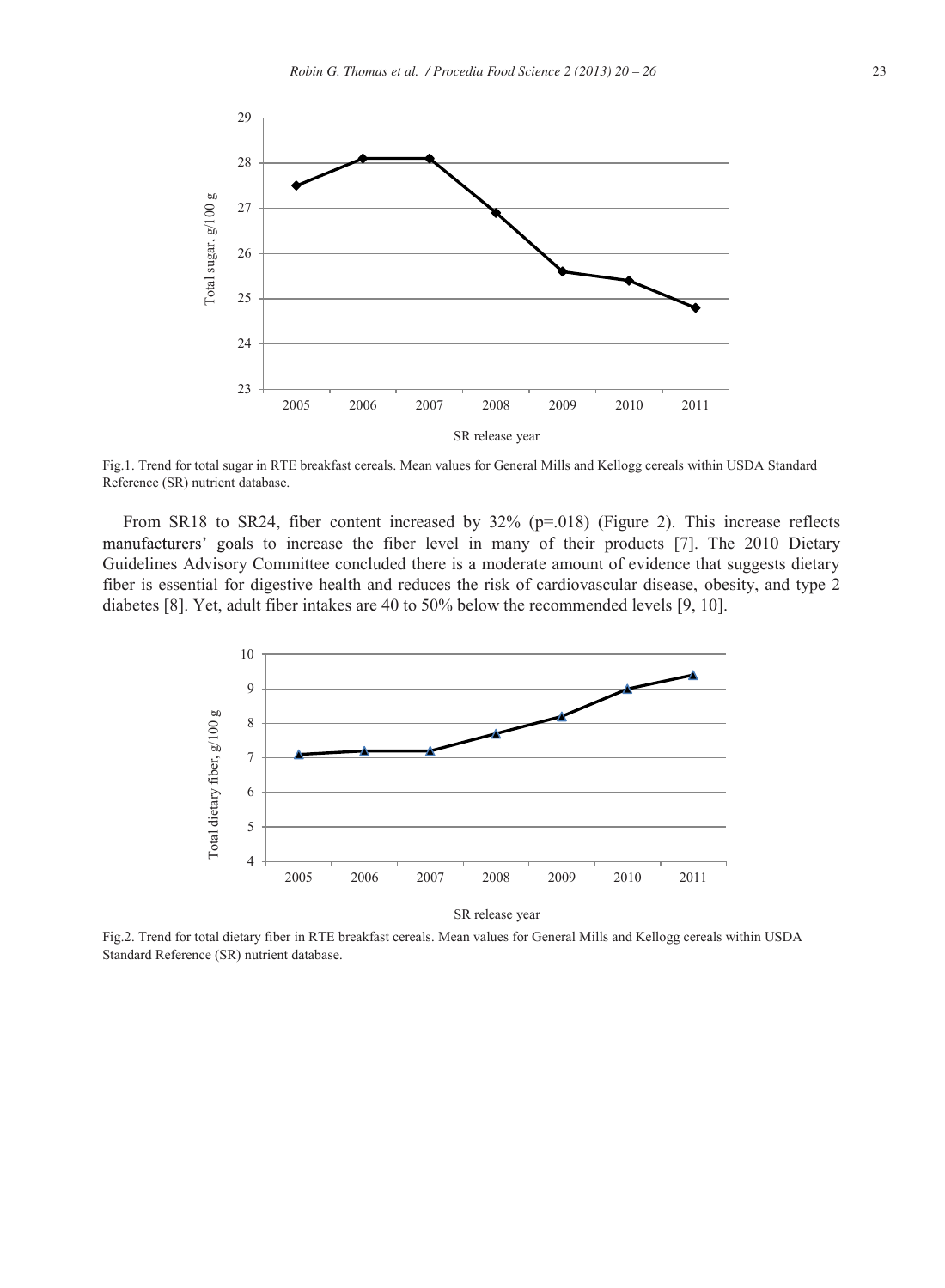Fig.1. Trend for total sugar in RTE breakfast cereals. Mean values for General Mills and Kellogg cereals within USDA Standard Reference (SR) nutrient database.

From SR18 to SR24, fiber content increased by 32% (p=.018) (Figure 2). This increase reflects manufacturers' goals to increase the fiber level in many of their products [7]. The 2010 Dietary Guidelines Advisory Committee concluded there is a moderate amount of evidence that suggests dietary fiber is essential for digestive health and reduces the risk of cardiovascular disease, obesity, and type 2 diabetes [8]. Yet, adult fiber intakes are 40 to 50% below the recommended levels [9, 10].

Fig.2. Trend for total dietary fiber in RTE breakfast cereals. Mean values for General Mills and Kellogg cereals within USDA Standard Reference (SR) nutrient database.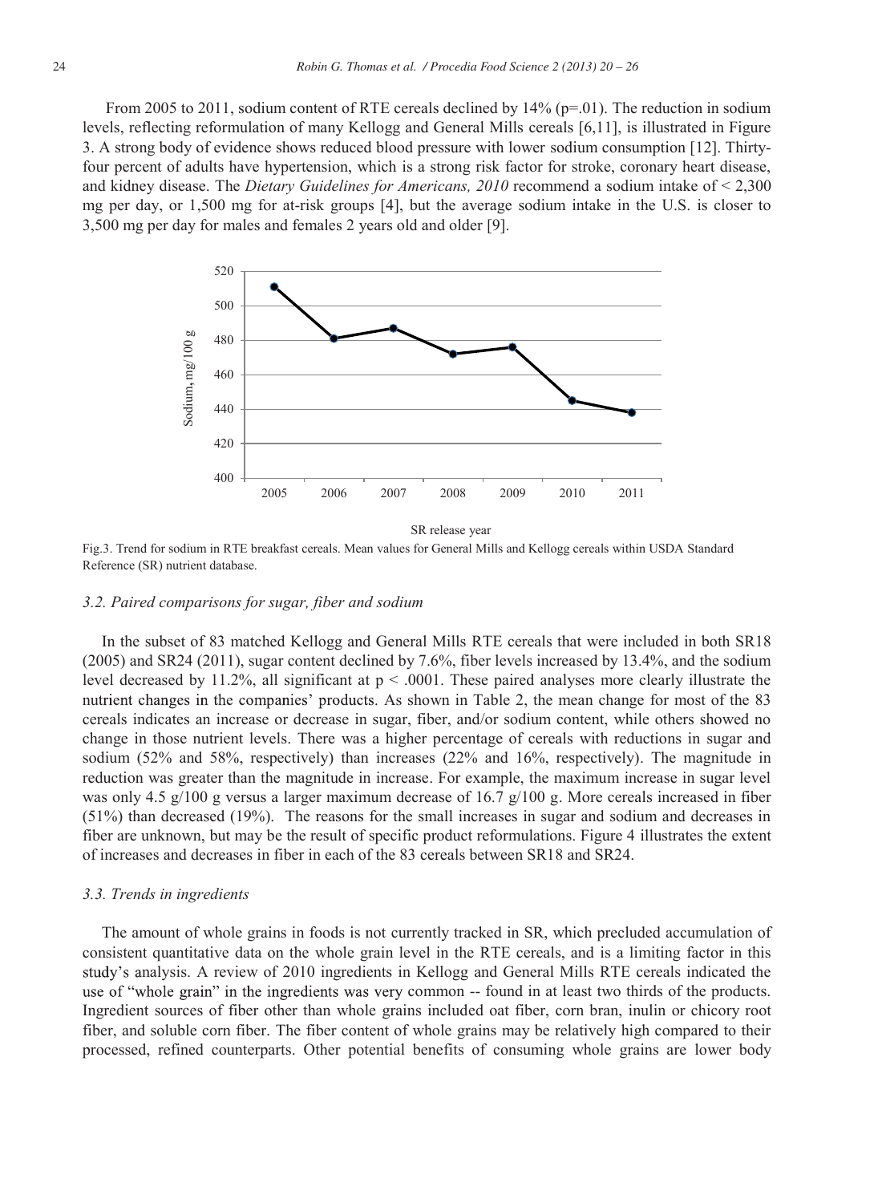From 2005 to 2011, sodium content of RTE cereals declined by 14% ($p=.01$). The reduction in sodium levels, reflecting reformulation of many Kellogg and General Mills cereals [6,11], is illustrated in Figure 3. A strong body of evidence shows reduced blood pressure with lower sodium consumption [12]. Thirty-four percent of adults have hypertension, which is a strong risk factor for stroke, coronary heart disease, and kidney disease. The *Dietary Guidelines for Americans, 2010* recommend a sodium intake of < 2,300 mg per day, or 1,500 mg for at-risk groups [4], but the average sodium intake in the U.S. is closer to 3,500 mg per day for males and females 2 years old and older [9].

Fig.3. Trend for sodium in RTE breakfast cereals. Mean values for General Mills and Kellogg cereals within USDA Standard Reference (SR) nutrient database.

### 3.2. Paired comparisons for sugar, fiber and sodium

In the subset of 83 matched Kellogg and General Mills RTE cereals that were included in both SR18 (2005) and SR24 (2011), sugar content declined by 7.6%, fiber levels increased by 13.4%, and the sodium level decreased by 11.2%, all significant at $p < .0001$. These paired analyses more clearly illustrate the nutrient changes in the companies' products. As shown in Table 2, the mean change for most of the 83 cereals indicates an increase or decrease in sugar, fiber, and/or sodium content, while others showed no change in those nutrient levels. There was a higher percentage of cereals with reductions in sugar and sodium (52% and 58%, respectively) than increases (22% and 16%, respectively). The magnitude in reduction was greater than the magnitude in increase. For example, the maximum increase in sugar level was only 4.5 g/100 g versus a larger maximum decrease of 16.7 g/100 g. More cereals increased in fiber (51%) than decreased (19%). The reasons for the small increases in sugar and sodium and decreases in fiber are unknown, but may be the result of specific product reformulations. Figure 4 illustrates the extent of increases and decreases in fiber in each of the 83 cereals between SR18 and SR24.

### 3.3. Trends in ingredients

The amount of whole grains in foods is not currently tracked in SR, which precluded accumulation of consistent quantitative data on the whole grain level in the RTE cereals, and is a limiting factor in this study's analysis. A review of 2010 ingredients in Kellogg and General Mills RTE cereals indicated the use of "whole grain" in the ingredients was very common -- found in at least two thirds of the products. Ingredient sources of fiber other than whole grains included oat fiber, corn bran, inulin or chicory root fiber, and soluble corn fiber. The fiber content of whole grains may be relatively high compared to their processed, refined counterparts. Other potential benefits of consuming whole grains are lower body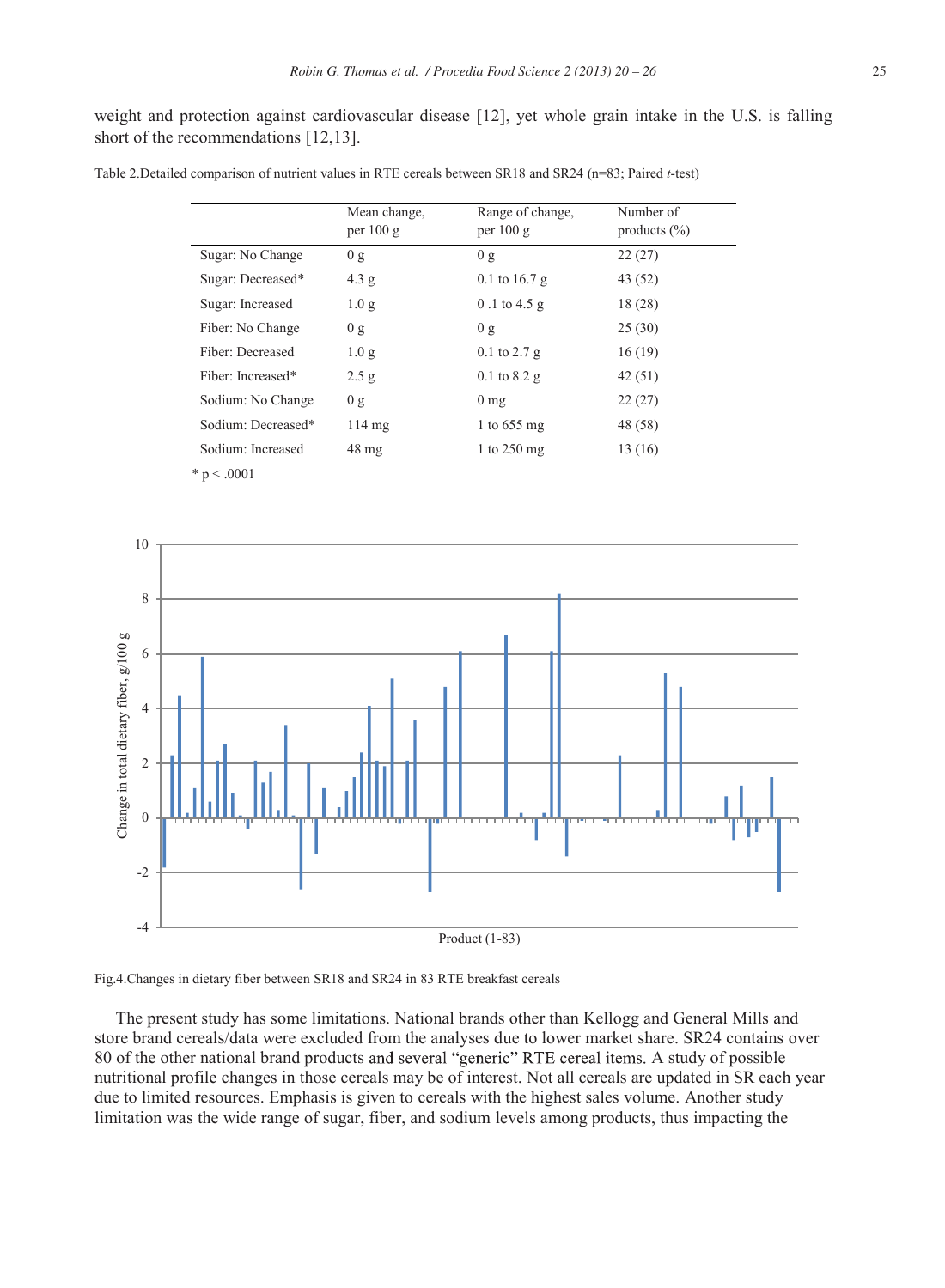weight and protection against cardiovascular disease [12], yet whole grain intake in the U.S. is falling short of the recommendations [12,13].

Table 2.Detailed comparison of nutrient values in RTE cereals between SR18 and SR24 (n=83; Paired *t*-test)

| | Mean change, per 100 g | Range of change, per 100 g | Number of products (%) |
|---|---|---|---|
| Sugar: No Change | 0 g | 0 g | 22 (27) |
| Sugar: Decreased* | 4.3 g | 0.1 to 16.7 g | 43 (52) |
| Sugar: Increased | 1.0 g | 0 .1 to 4.5 g | 18 (28) |
| Fiber: No Change | 0 g | 0 g | 25 (30) |
| Fiber: Decreased | 1.0 g | 0.1 to 2.7 g | 16 (19) |
| Fiber: Increased* | 2.5 g | 0.1 to 8.2 g | 42 (51) |
| Sodium: No Change | 0 g | 0 mg | 22 (27) |
| Sodium: Decreased* | 114 mg | 1 to 655 mg | 48 (58) |
| Sodium: Increased | 48 mg | 1 to 250 mg | 13 (16) |

* $p < .0001$

Fig.4.Changes in dietary fiber between SR18 and SR24 in 83 RTE breakfast cereals

The present study has some limitations. National brands other than Kellogg and General Mills and store brand cereals/data were excluded from the analyses due to lower market share. SR24 contains over 80 of the other national brand products and several "generic" RTE cereal items. A study of possible nutritional profile changes in those cereals may be of interest. Not all cereals are updated in SR each year due to limited resources. Emphasis is given to cereals with the highest sales volume. Another study limitation was the wide range of sugar, fiber, and sodium levels among products, thus impacting the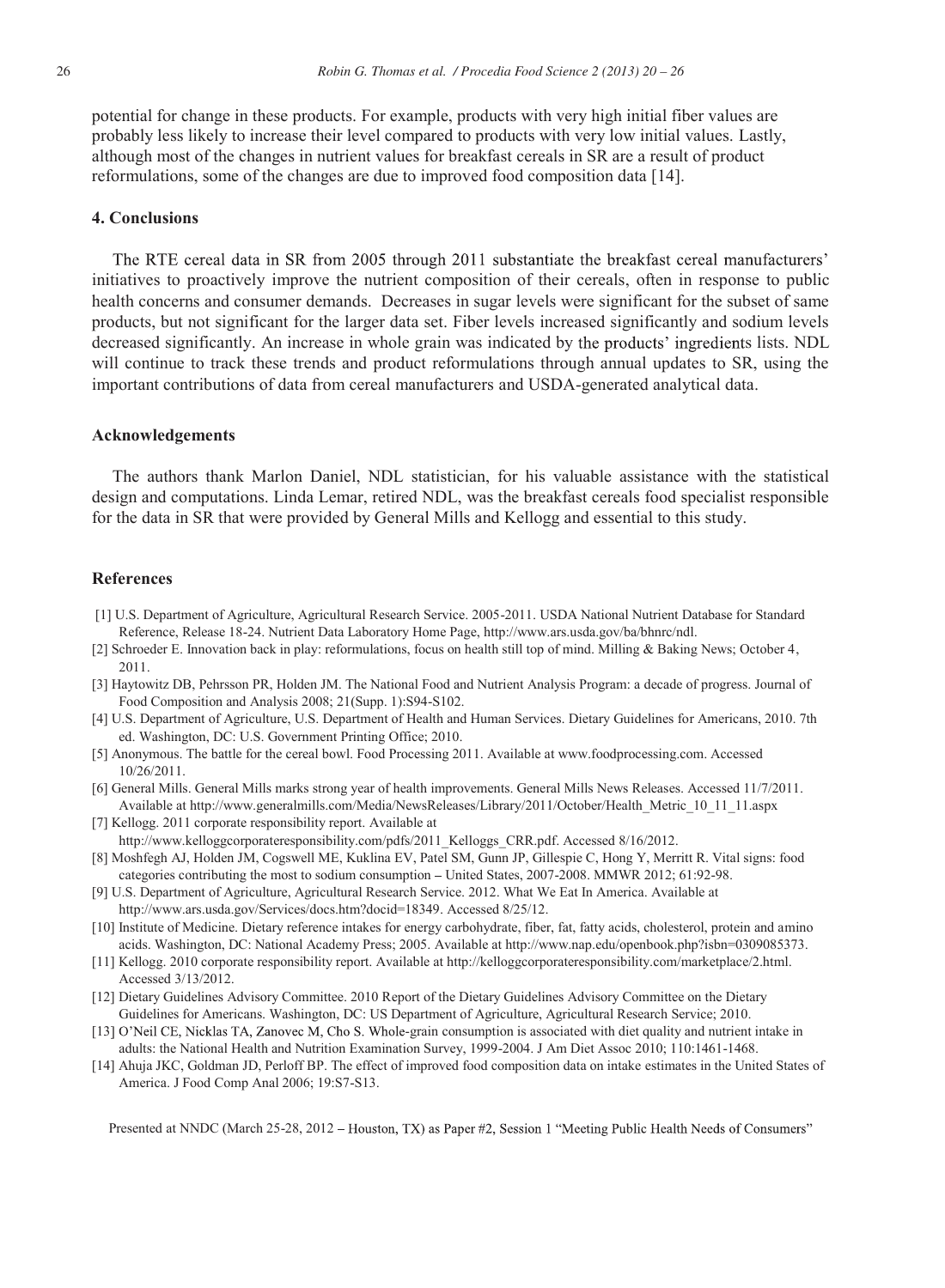potential for change in these products. For example, products with very high initial fiber values are probably less likely to increase their level compared to products with very low initial values. Lastly, although most of the changes in nutrient values for breakfast cereals in SR are a result of product reformulations, some of the changes are due to improved food composition data [14].

## 4. Conclusions

The RTE cereal data in SR from 2005 through 2011 substantiate the breakfast cereal manufacturers' initiatives to proactively improve the nutrient composition of their cereals, often in response to public health concerns and consumer demands. Decreases in sugar levels were significant for the subset of same products, but not significant for the larger data set. Fiber levels increased significantly and sodium levels decreased significantly. An increase in whole grain was indicated by the products' ingredients lists. NDL will continue to track these trends and product reformulations through annual updates to SR, using the important contributions of data from cereal manufacturers and USDA-generated analytical data.

## Acknowledgements

The authors thank Marlon Daniel, NDL statistician, for his valuable assistance with the statistical design and computations. Linda Lemar, retired NDL, was the breakfast cereals food specialist responsible for the data in SR that were provided by General Mills and Kellogg and essential to this study.

## References

[1] U.S. Department of Agriculture, Agricultural Research Service. 2005-2011. USDA National Nutrient Database for Standard Reference, Release 18-24. Nutrient Data Laboratory Home Page, http://www.ars.usda.gov/ba/bhnrc/ndl.

[2] Schroeder E. Innovation back in play: reformulations, focus on health still top of mind. Milling & Baking News; October 4, 2011.

[3] Haytowitz DB, Pehrsson PR, Holden JM. The National Food and Nutrient Analysis Program: a decade of progress. Journal of Food Composition and Analysis 2008; 21(Supp. 1):S94-S102.

[4] U.S. Department of Agriculture, U.S. Department of Health and Human Services. Dietary Guidelines for Americans, 2010. 7th ed. Washington, DC: U.S. Government Printing Office; 2010.

[5] Anonymous. The battle for the cereal bowl. Food Processing 2011. Available at www.foodprocessing.com. Accessed 10/26/2011.

[6] General Mills. General Mills marks strong year of health improvements. General Mills News Releases. Accessed 11/7/2011. Available at http://www.generalmills.com/Media/NewsReleases/Library/2011/October/Health_Metric_10_11_11.aspx

[7] Kellogg. 2011 corporate responsibility report. Available at http://www.kelloggcorporateresponsibility.com/pdfs/2011_Kelloggs_CRR.pdf. Accessed 8/16/2012.

[8] Moshfegh AJ, Holden JM, Cogswell ME, Kuklina EV, Patel SM, Gunn JP, Gillespie C, Hong Y, Merritt R. Vital signs: food categories contributing the most to sodium consumption – United States, 2007-2008. MMWR 2012; 61:92-98.

[9] U.S. Department of Agriculture, Agricultural Research Service. 2012. What We Eat In America. Available at http://www.ars.usda.gov/Services/docs.htm?docid=18349. Accessed 8/25/12.

[10] Institute of Medicine. Dietary reference intakes for energy carbohydrate, fiber, fat, fatty acids, cholesterol, protein and amino acids. Washington, DC: National Academy Press; 2005. Available at http://www.nap.edu/openbook.php?isbn=0309085373.

[11] Kellogg. 2010 corporate responsibility report. Available at http://kelloggcorporateresponsibility.com/marketplace/2.html. Accessed 3/13/2012.

[12] Dietary Guidelines Advisory Committee. 2010 Report of the Dietary Guidelines Advisory Committee on the Dietary Guidelines for Americans. Washington, DC: US Department of Agriculture, Agricultural Research Service; 2010.

[13] O'Neil CE, Nicklas TA, Zanovec M, Cho S. Whole-grain consumption is associated with diet quality and nutrient intake in adults: the National Health and Nutrition Examination Survey, 1999-2004. J Am Diet Assoc 2010; 110:1461-1468.

[14] Ahuja JKC, Goldman JD, Perloff BP. The effect of improved food composition data on intake estimates in the United States of America. J Food Comp Anal 2006; 19:S7-S13.

Presented at NNDC (March 25-28, 2012 – Houston, TX) as Paper #2, Session 1 "Meeting Public Health Needs of Consumers"